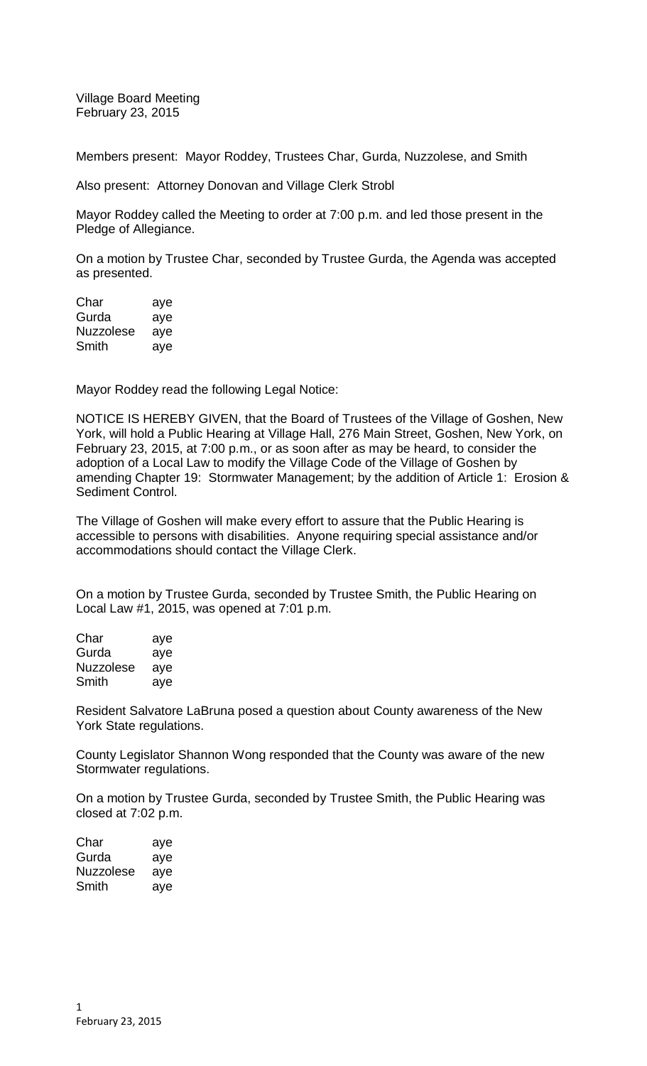Village Board Meeting
February 23, 2015

Members present: Mayor Roddey, Trustees Char, Gurda, Nuzzolese, and Smith

Also present: Attorney Donovan and Village Clerk Strobl

Mayor Roddey called the Meeting to order at 7:00 p.m. and led those present in the Pledge of Allegiance.

On a motion by Trustee Char, seconded by Trustee Gurda, the Agenda was accepted as presented.

| | |
|---|---|
| Char | aye |
| Gurda | aye |
| Nuzzolese | aye |
| Smith | aye |

Mayor Roddey read the following Legal Notice:

NOTICE IS HEREBY GIVEN, that the Board of Trustees of the Village of Goshen, New York, will hold a Public Hearing at Village Hall, 276 Main Street, Goshen, New York, on February 23, 2015, at 7:00 p.m., or as soon after as may be heard, to consider the adoption of a Local Law to modify the Village Code of the Village of Goshen by amending Chapter 19: Stormwater Management; by the addition of Article 1: Erosion & Sediment Control.

The Village of Goshen will make every effort to assure that the Public Hearing is accessible to persons with disabilities. Anyone requiring special assistance and/or accommodations should contact the Village Clerk.

On a motion by Trustee Gurda, seconded by Trustee Smith, the Public Hearing on Local Law #1, 2015, was opened at 7:01 p.m.

| | |
|---|---|
| Char | aye |
| Gurda | aye |
| Nuzzolese | aye |
| Smith | aye |

Resident Salvatore LaBruna posed a question about County awareness of the New York State regulations.

County Legislator Shannon Wong responded that the County was aware of the new Stormwater regulations.

On a motion by Trustee Gurda, seconded by Trustee Smith, the Public Hearing was closed at 7:02 p.m.

| | |
|---|---|
| Char | aye |
| Gurda | aye |
| Nuzzolese | aye |
| Smith | aye |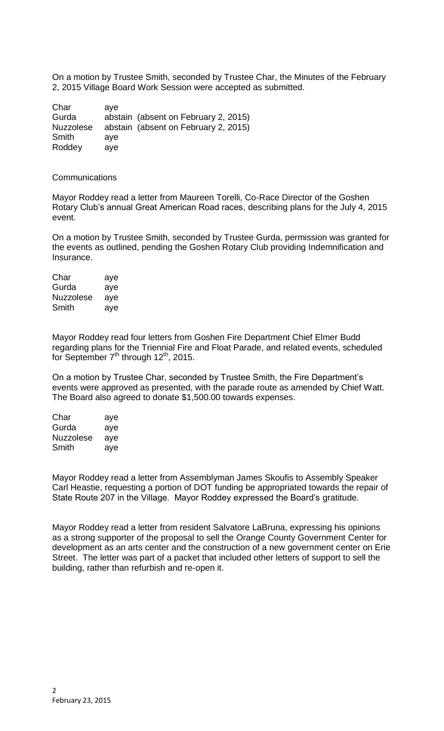On a motion by Trustee Smith, seconded by Trustee Char, the Minutes of the February 2, 2015 Village Board Work Session were accepted as submitted.

| | |
|---|---|
| Char | aye |
| Gurda | abstain (absent on February 2, 2015) |
| Nuzzolese | abstain (absent on February 2, 2015) |
| Smith | aye |
| Roddey | aye |

Communications

Mayor Roddey read a letter from Maureen Torelli, Co-Race Director of the Goshen Rotary Club's annual Great American Road races, describing plans for the July 4, 2015 event.

On a motion by Trustee Smith, seconded by Trustee Gurda, permission was granted for the events as outlined, pending the Goshen Rotary Club providing Indemnification and Insurance.

| | |
|---|---|
| Char | aye |
| Gurda | aye |
| Nuzzolese | aye |
| Smith | aye |

Mayor Roddey read four letters from Goshen Fire Department Chief Elmer Budd regarding plans for the Triennial Fire and Float Parade, and related events, scheduled for September 7th through 12th, 2015.

On a motion by Trustee Char, seconded by Trustee Smith, the Fire Department's events were approved as presented, with the parade route as amended by Chief Watt. The Board also agreed to donate $1,500.00 towards expenses.

| | |
|---|---|
| Char | aye |
| Gurda | aye |
| Nuzzolese | aye |
| Smith | aye |

Mayor Roddey read a letter from Assemblyman James Skoufis to Assembly Speaker Carl Heastie, requesting a portion of DOT funding be appropriated towards the repair of State Route 207 in the Village. Mayor Roddey expressed the Board's gratitude.

Mayor Roddey read a letter from resident Salvatore LaBruna, expressing his opinions as a strong supporter of the proposal to sell the Orange County Government Center for development as an arts center and the construction of a new government center on Erie Street. The letter was part of a packet that included other letters of support to sell the building, rather than refurbish and re-open it.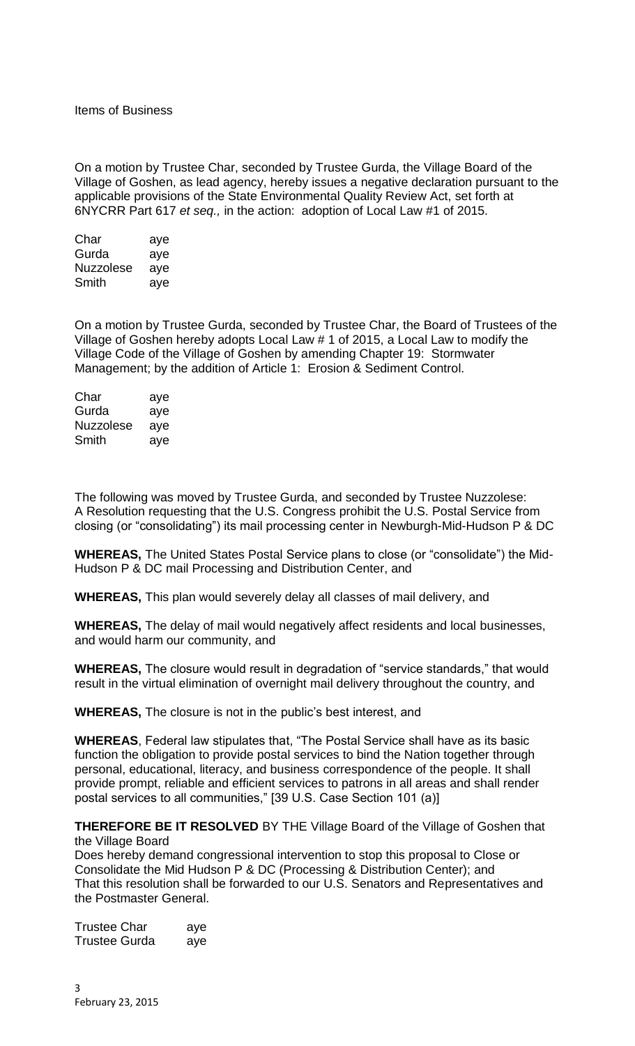Items of Business

On a motion by Trustee Char, seconded by Trustee Gurda, the Village Board of the Village of Goshen, as lead agency, hereby issues a negative declaration pursuant to the applicable provisions of the State Environmental Quality Review Act, set forth at 6NYCRR Part 617 *et seq.,* in the action: adoption of Local Law #1 of 2015.

| | |
|---|---|
| Char | aye |
| Gurda | aye |
| Nuzzolese | aye |
| Smith | aye |

On a motion by Trustee Gurda, seconded by Trustee Char, the Board of Trustees of the Village of Goshen hereby adopts Local Law # 1 of 2015, a Local Law to modify the Village Code of the Village of Goshen by amending Chapter 19: Stormwater Management; by the addition of Article 1: Erosion & Sediment Control.

| | |
|---|---|
| Char | aye |
| Gurda | aye |
| Nuzzolese | aye |
| Smith | aye |

The following was moved by Trustee Gurda, and seconded by Trustee Nuzzolese:
A Resolution requesting that the U.S. Congress prohibit the U.S. Postal Service from closing (or "consolidating") its mail processing center in Newburgh-Mid-Hudson P & DC

**WHEREAS,** The United States Postal Service plans to close (or "consolidate") the Mid-Hudson P & DC mail Processing and Distribution Center, and

**WHEREAS,** This plan would severely delay all classes of mail delivery, and

**WHEREAS,** The delay of mail would negatively affect residents and local businesses, and would harm our community, and

**WHEREAS,** The closure would result in degradation of "service standards," that would result in the virtual elimination of overnight mail delivery throughout the country, and

**WHEREAS,** The closure is not in the public's best interest, and

**WHEREAS**, Federal law stipulates that, "The Postal Service shall have as its basic function the obligation to provide postal services to bind the Nation together through personal, educational, literacy, and business correspondence of the people. It shall provide prompt, reliable and efficient services to patrons in all areas and shall render postal services to all communities," [39 U.S. Case Section 101 (a)]

**THEREFORE BE IT RESOLVED** BY THE Village Board of the Village of Goshen that the Village Board
Does hereby demand congressional intervention to stop this proposal to Close or Consolidate the Mid Hudson P & DC (Processing & Distribution Center); and
That this resolution shall be forwarded to our U.S. Senators and Representatives and the Postmaster General.

| | |
|---|---|
| Trustee Char | aye |
| Trustee Gurda | aye |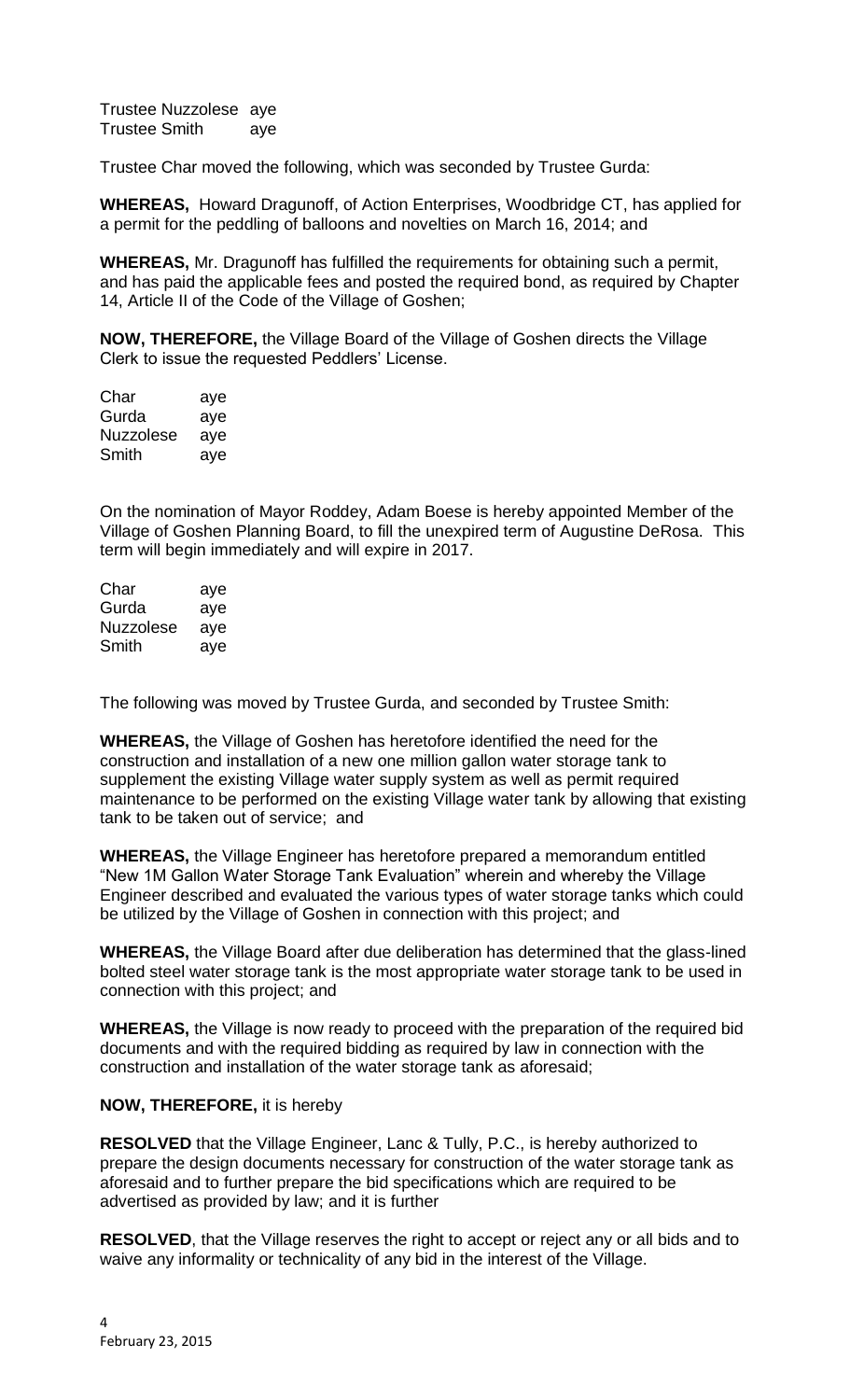Trustee Nuzzolese aye
Trustee Smith aye

Trustee Char moved the following, which was seconded by Trustee Gurda:

**WHEREAS,** Howard Dragunoff, of Action Enterprises, Woodbridge CT, has applied for a permit for the peddling of balloons and novelties on March 16, 2014; and

**WHEREAS,** Mr. Dragunoff has fulfilled the requirements for obtaining such a permit, and has paid the applicable fees and posted the required bond, as required by Chapter 14, Article II of the Code of the Village of Goshen;

**NOW, THEREFORE,** the Village Board of the Village of Goshen directs the Village Clerk to issue the requested Peddlers' License.

Char aye
Gurda aye
Nuzzolese aye
Smith aye

On the nomination of Mayor Roddey, Adam Boese is hereby appointed Member of the Village of Goshen Planning Board, to fill the unexpired term of Augustine DeRosa. This term will begin immediately and will expire in 2017.

Char aye
Gurda aye
Nuzzolese aye
Smith aye

The following was moved by Trustee Gurda, and seconded by Trustee Smith:

**WHEREAS,** the Village of Goshen has heretofore identified the need for the construction and installation of a new one million gallon water storage tank to supplement the existing Village water supply system as well as permit required maintenance to be performed on the existing Village water tank by allowing that existing tank to be taken out of service; and

**WHEREAS,** the Village Engineer has heretofore prepared a memorandum entitled "New 1M Gallon Water Storage Tank Evaluation" wherein and whereby the Village Engineer described and evaluated the various types of water storage tanks which could be utilized by the Village of Goshen in connection with this project; and

**WHEREAS,** the Village Board after due deliberation has determined that the glass-lined bolted steel water storage tank is the most appropriate water storage tank to be used in connection with this project; and

**WHEREAS,** the Village is now ready to proceed with the preparation of the required bid documents and with the required bidding as required by law in connection with the construction and installation of the water storage tank as aforesaid;

**NOW, THEREFORE,** it is hereby

**RESOLVED** that the Village Engineer, Lanc & Tully, P.C., is hereby authorized to prepare the design documents necessary for construction of the water storage tank as aforesaid and to further prepare the bid specifications which are required to be advertised as provided by law; and it is further

**RESOLVED**, that the Village reserves the right to accept or reject any or all bids and to waive any informality or technicality of any bid in the interest of the Village.

February 23, 2015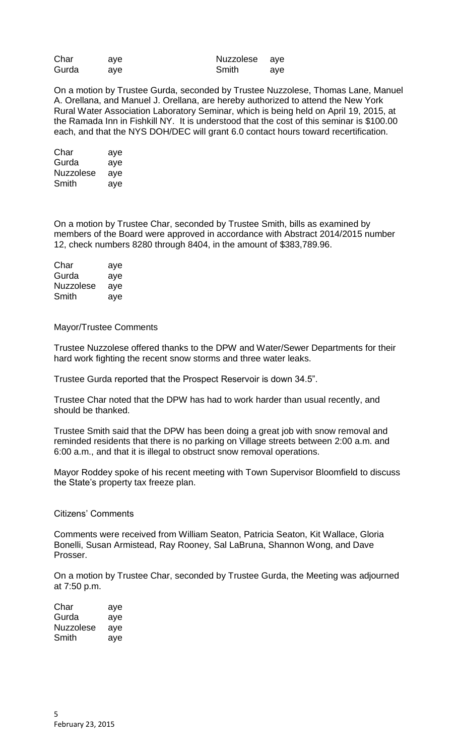| | | | |
|---|---|---|---|
| Char | aye | Nuzzolese | aye |
| Gurda | aye | Smith | aye |

On a motion by Trustee Gurda, seconded by Trustee Nuzzolese, Thomas Lane, Manuel A. Orellana, and Manuel J. Orellana, are hereby authorized to attend the New York Rural Water Association Laboratory Seminar, which is being held on April 19, 2015, at the Ramada Inn in Fishkill NY. It is understood that the cost of this seminar is $100.00 each, and that the NYS DOH/DEC will grant 6.0 contact hours toward recertification.

| | |
|---|---|
| Char | aye |
| Gurda | aye |
| Nuzzolese | aye |
| Smith | aye |

On a motion by Trustee Char, seconded by Trustee Smith, bills as examined by members of the Board were approved in accordance with Abstract 2014/2015 number 12, check numbers 8280 through 8404, in the amount of $383,789.96.

| | |
|---|---|
| Char | aye |
| Gurda | aye |
| Nuzzolese | aye |
| Smith | aye |

Mayor/Trustee Comments

Trustee Nuzzolese offered thanks to the DPW and Water/Sewer Departments for their hard work fighting the recent snow storms and three water leaks.

Trustee Gurda reported that the Prospect Reservoir is down 34.5".

Trustee Char noted that the DPW has had to work harder than usual recently, and should be thanked.

Trustee Smith said that the DPW has been doing a great job with snow removal and reminded residents that there is no parking on Village streets between 2:00 a.m. and 6:00 a.m., and that it is illegal to obstruct snow removal operations.

Mayor Roddey spoke of his recent meeting with Town Supervisor Bloomfield to discuss the State's property tax freeze plan.

Citizens' Comments

Comments were received from William Seaton, Patricia Seaton, Kit Wallace, Gloria Bonelli, Susan Armistead, Ray Rooney, Sal LaBruna, Shannon Wong, and Dave Prosser.

On a motion by Trustee Char, seconded by Trustee Gurda, the Meeting was adjourned at 7:50 p.m.

| | |
|---|---|
| Char | aye |
| Gurda | aye |
| Nuzzolese | aye |
| Smith | aye |

February 23, 2015